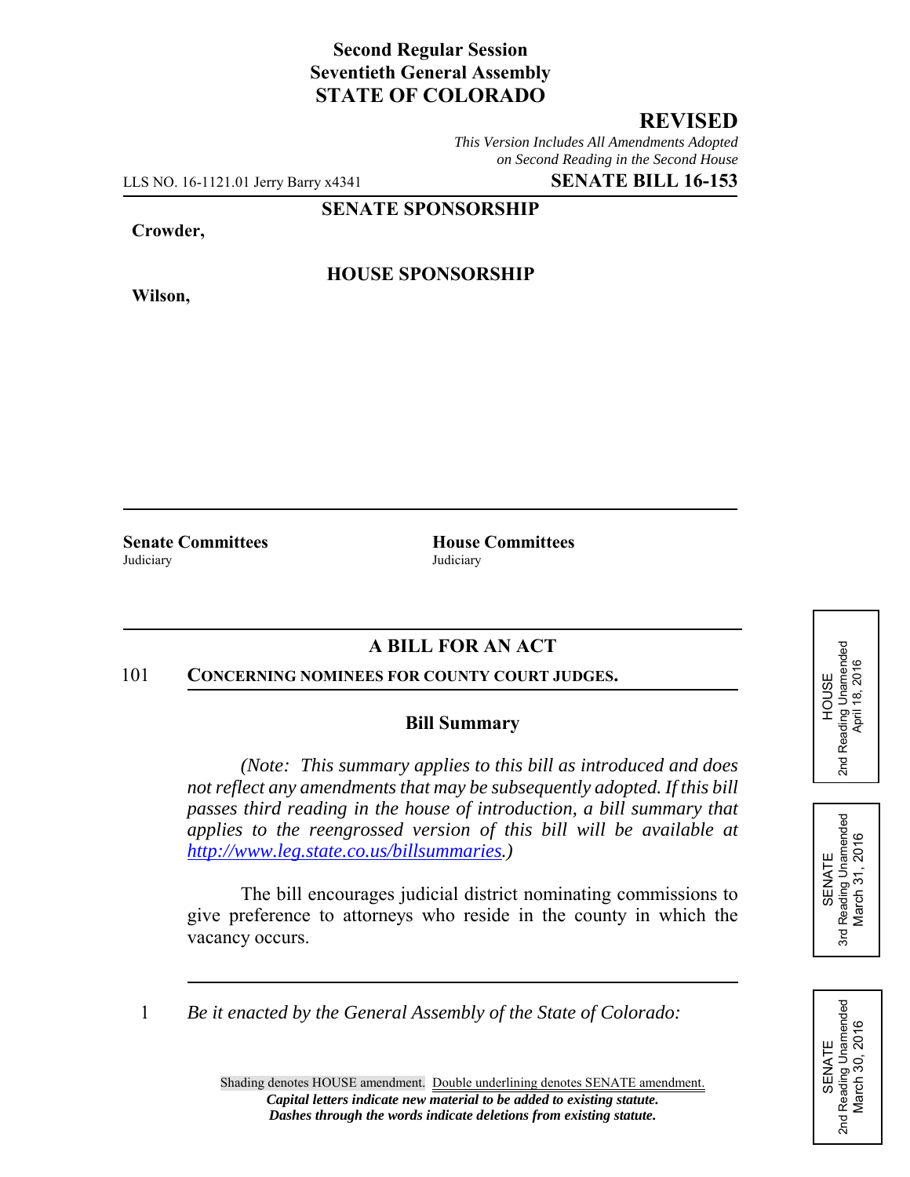**Second Regular Session**
**Seventieth General Assembly**
**STATE OF COLORADO**

**REVISED**

*This Version Includes All Amendments Adopted on Second Reading in the Second House*

LLS NO. 16-1121.01 Jerry Barry x4341 **SENATE BILL 16-153**

**SENATE SPONSORSHIP**

**Crowder,**

**HOUSE SPONSORSHIP**

**Wilson,**

**Senate Committees**
Judiciary

**House Committees**
Judiciary

HOUSE
2nd Reading Unamended
April 18, 2016

SENATE
3rd Reading Unamended
March 31, 2016

SENATE
2nd Reading Unamended
March 30, 2016

## A BILL FOR AN ACT

101 **CONCERNING NOMINEES FOR COUNTY COURT JUDGES.**

### Bill Summary

*(Note: This summary applies to this bill as introduced and does not reflect any amendments that may be subsequently adopted. If this bill passes third reading in the house of introduction, a bill summary that applies to the reengrossed version of this bill will be available at http://www.leg.state.co.us/billsummaries.)*

The bill encourages judicial district nominating commissions to give preference to attorneys who reside in the county in which the vacancy occurs.

1 *Be it enacted by the General Assembly of the State of Colorado:*

Shading denotes HOUSE amendment. Double underlining denotes SENATE amendment.
***Capital letters indicate new material to be added to existing statute.***
***Dashes through the words indicate deletions from existing statute.***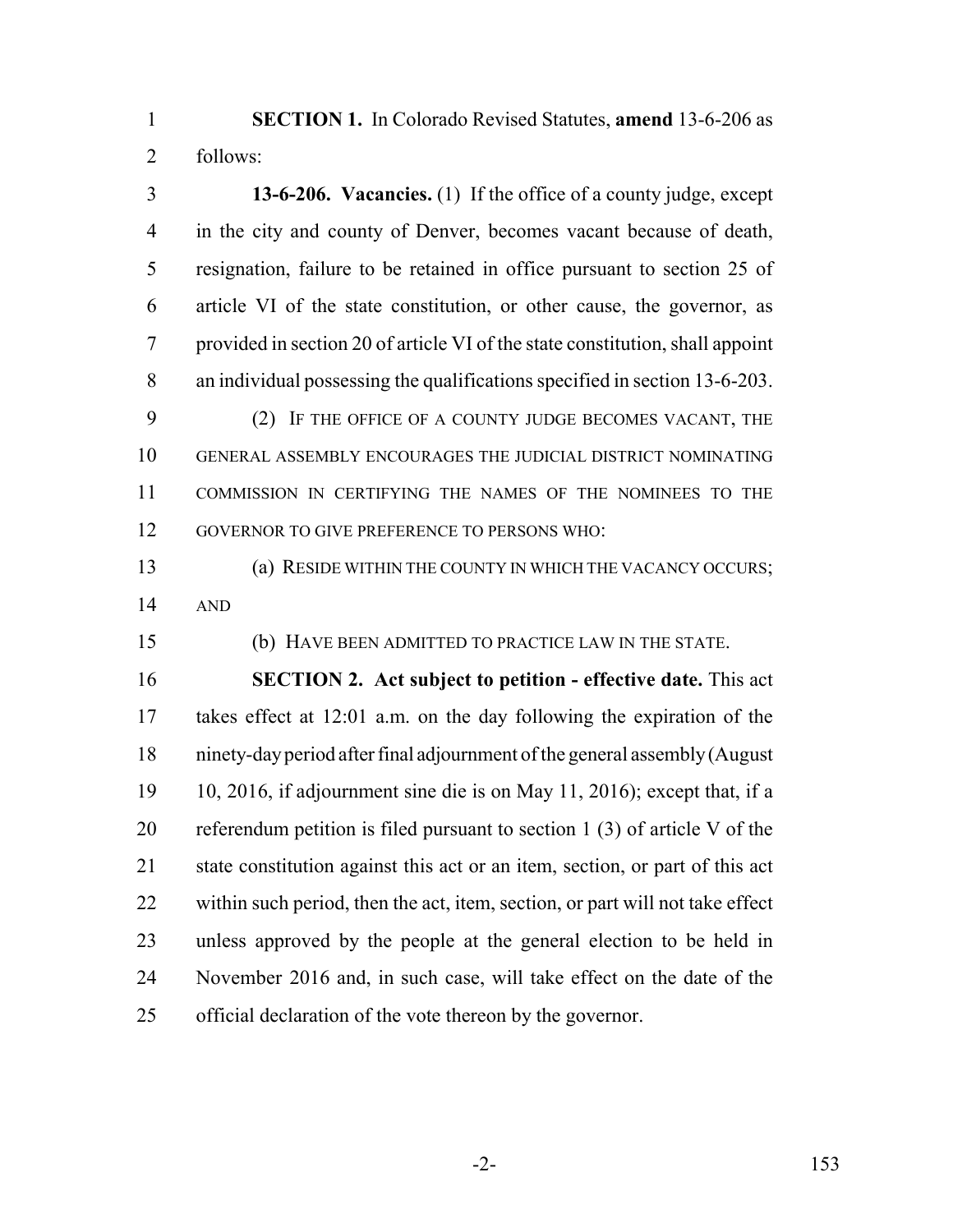**SECTION 1.** In Colorado Revised Statutes, **amend** 13-6-206 as follows:

**13-6-206. Vacancies.** (1) If the office of a county judge, except in the city and county of Denver, becomes vacant because of death, resignation, failure to be retained in office pursuant to section 25 of article VI of the state constitution, or other cause, the governor, as provided in section 20 of article VI of the state constitution, shall appoint an individual possessing the qualifications specified in section 13-6-203.

(2) IF THE OFFICE OF A COUNTY JUDGE BECOMES VACANT, THE GENERAL ASSEMBLY ENCOURAGES THE JUDICIAL DISTRICT NOMINATING COMMISSION IN CERTIFYING THE NAMES OF THE NOMINEES TO THE GOVERNOR TO GIVE PREFERENCE TO PERSONS WHO:

(a) RESIDE WITHIN THE COUNTY IN WHICH THE VACANCY OCCURS; AND

(b) HAVE BEEN ADMITTED TO PRACTICE LAW IN THE STATE.

**SECTION 2. Act subject to petition - effective date.** This act takes effect at 12:01 a.m. on the day following the expiration of the ninety-day period after final adjournment of the general assembly (August 10, 2016, if adjournment sine die is on May 11, 2016); except that, if a referendum petition is filed pursuant to section 1 (3) of article V of the state constitution against this act or an item, section, or part of this act within such period, then the act, item, section, or part will not take effect unless approved by the people at the general election to be held in November 2016 and, in such case, will take effect on the date of the official declaration of the vote thereon by the governor.